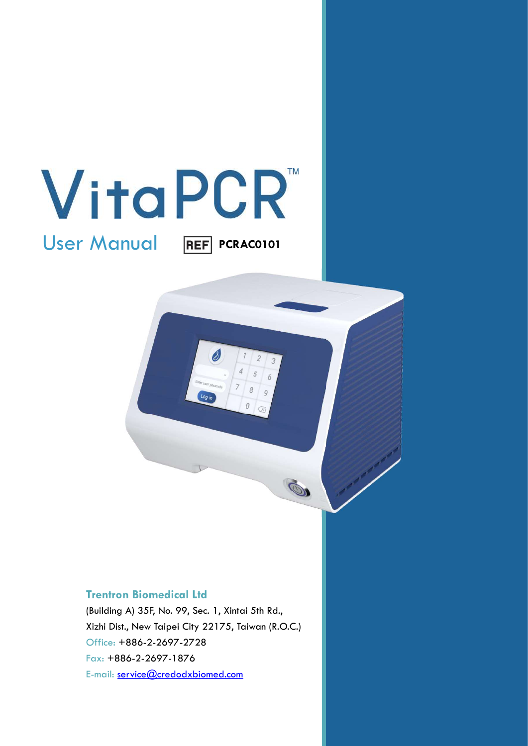# VitaPCR™

## User Manual

REF PCRAC0101

**Trentron Biomedical Ltd**

(Building A) 35F, No. 99, Sec. 1, Xintai 5th Rd.,
Xizhi Dist., New Taipei City 22175, Taiwan (R.O.C.)

Office: +886-2-2697-2728

Fax: +886-2-2697-1876

E-mail: service@credodxbiomed.com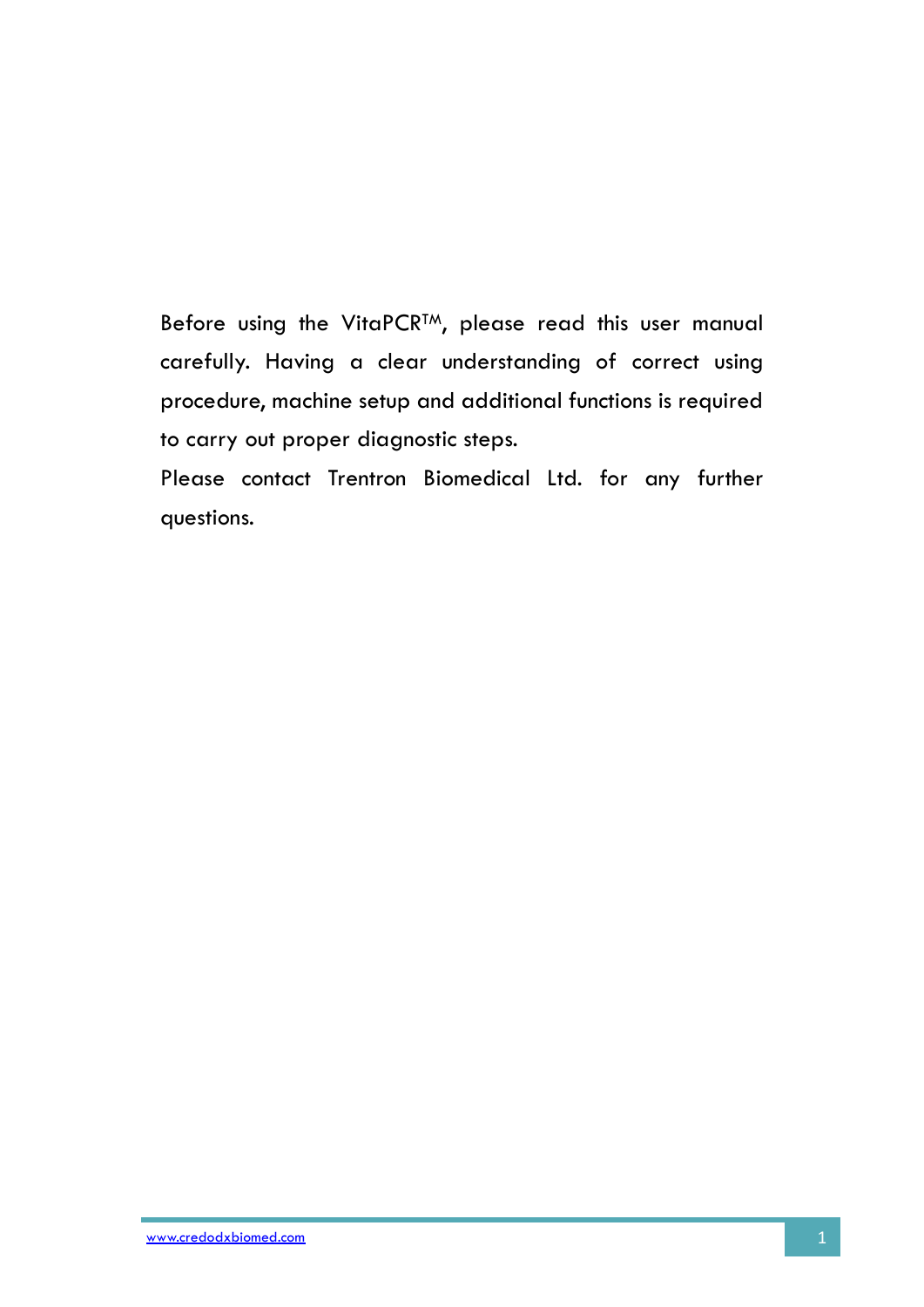Before using the VitaPCR™, please read this user manual carefully. Having a clear understanding of correct using procedure, machine setup and additional functions is required to carry out proper diagnostic steps.

Please contact Trentron Biomedical Ltd. for any further questions.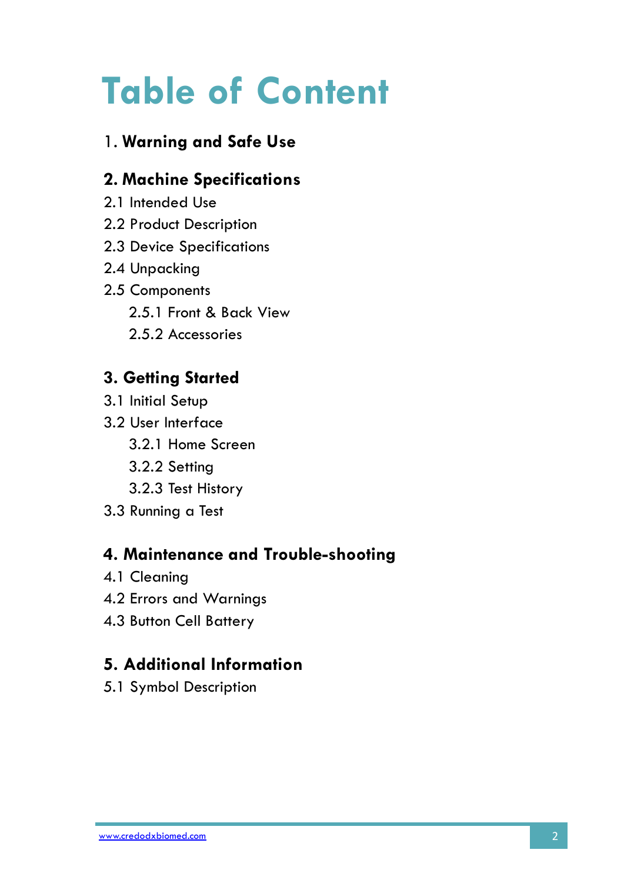# Table of Content

1. **Warning and Safe Use**

**2. Machine Specifications**

2.1 Intended Use

2.2 Product Description

2.3 Device Specifications

2.4 Unpacking

2.5 Components

- 2.5.1 Front & Back View
- 2.5.2 Accessories

**3. Getting Started**

3.1 Initial Setup

3.2 User Interface

- 3.2.1 Home Screen
- 3.2.2 Setting
- 3.2.3 Test History

3.3 Running a Test

**4. Maintenance and Trouble-shooting**

4.1 Cleaning

4.2 Errors and Warnings

4.3 Button Cell Battery

**5. Additional Information**

5.1 Symbol Description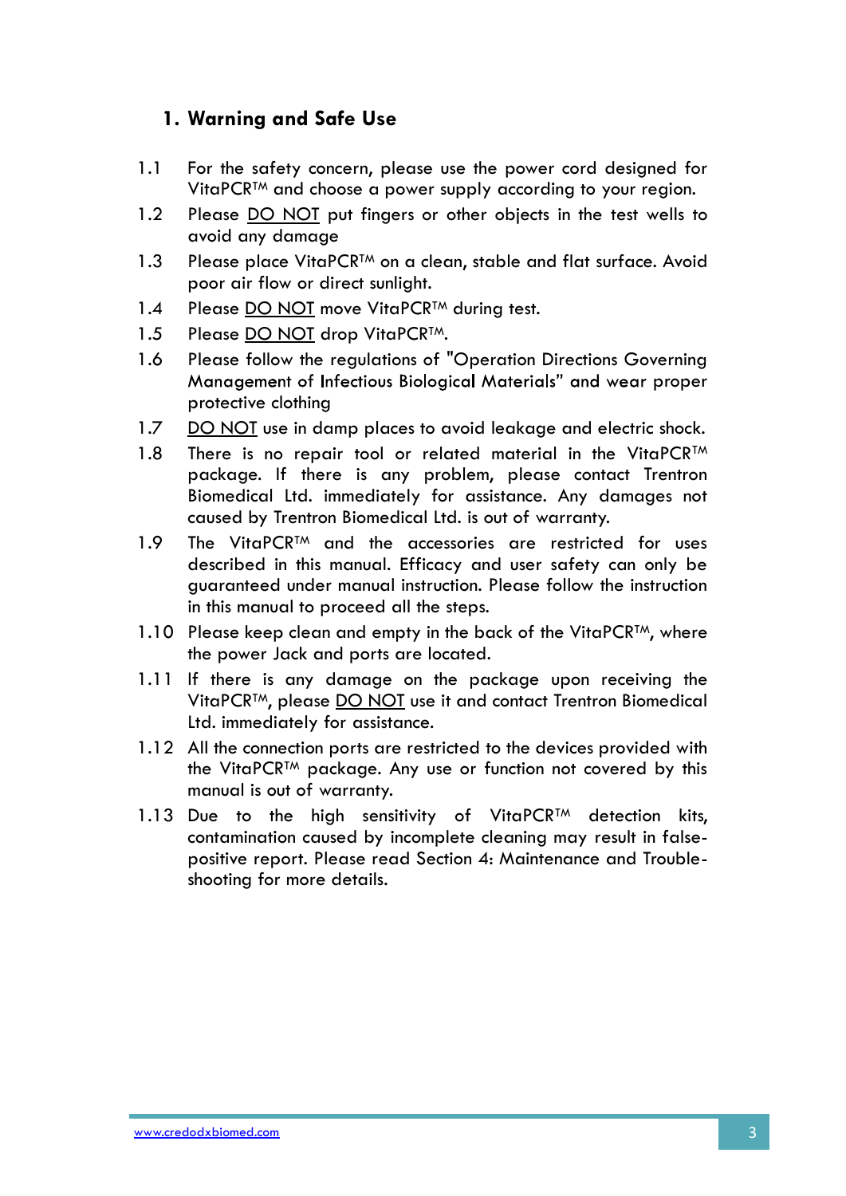# 1. Warning and Safe Use

1.1 For the safety concern, please use the power cord designed for VitaPCR™ and choose a power supply according to your region.

1.2 Please DO NOT put fingers or other objects in the test wells to avoid any damage

1.3 Please place VitaPCR™ on a clean, stable and flat surface. Avoid poor air flow or direct sunlight.

1.4 Please DO NOT move VitaPCR™ during test.

1.5 Please DO NOT drop VitaPCR™.

1.6 Please follow the regulations of "Operation Directions Governing Management of Infectious Biological Materials" and wear proper protective clothing

1.7 DO NOT use in damp places to avoid leakage and electric shock.

1.8 There is no repair tool or related material in the VitaPCR™ package. If there is any problem, please contact Trentron Biomedical Ltd. immediately for assistance. Any damages not caused by Trentron Biomedical Ltd. is out of warranty.

1.9 The VitaPCR™ and the accessories are restricted for uses described in this manual. Efficacy and user safety can only be guaranteed under manual instruction. Please follow the instruction in this manual to proceed all the steps.

1.10 Please keep clean and empty in the back of the VitaPCR™, where the power Jack and ports are located.

1.11 If there is any damage on the package upon receiving the VitaPCR™, please DO NOT use it and contact Trentron Biomedical Ltd. immediately for assistance.

1.12 All the connection ports are restricted to the devices provided with the VitaPCR™ package. Any use or function not covered by this manual is out of warranty.

1.13 Due to the high sensitivity of VitaPCR™ detection kits, contamination caused by incomplete cleaning may result in false-positive report. Please read Section 4: Maintenance and Trouble-shooting for more details.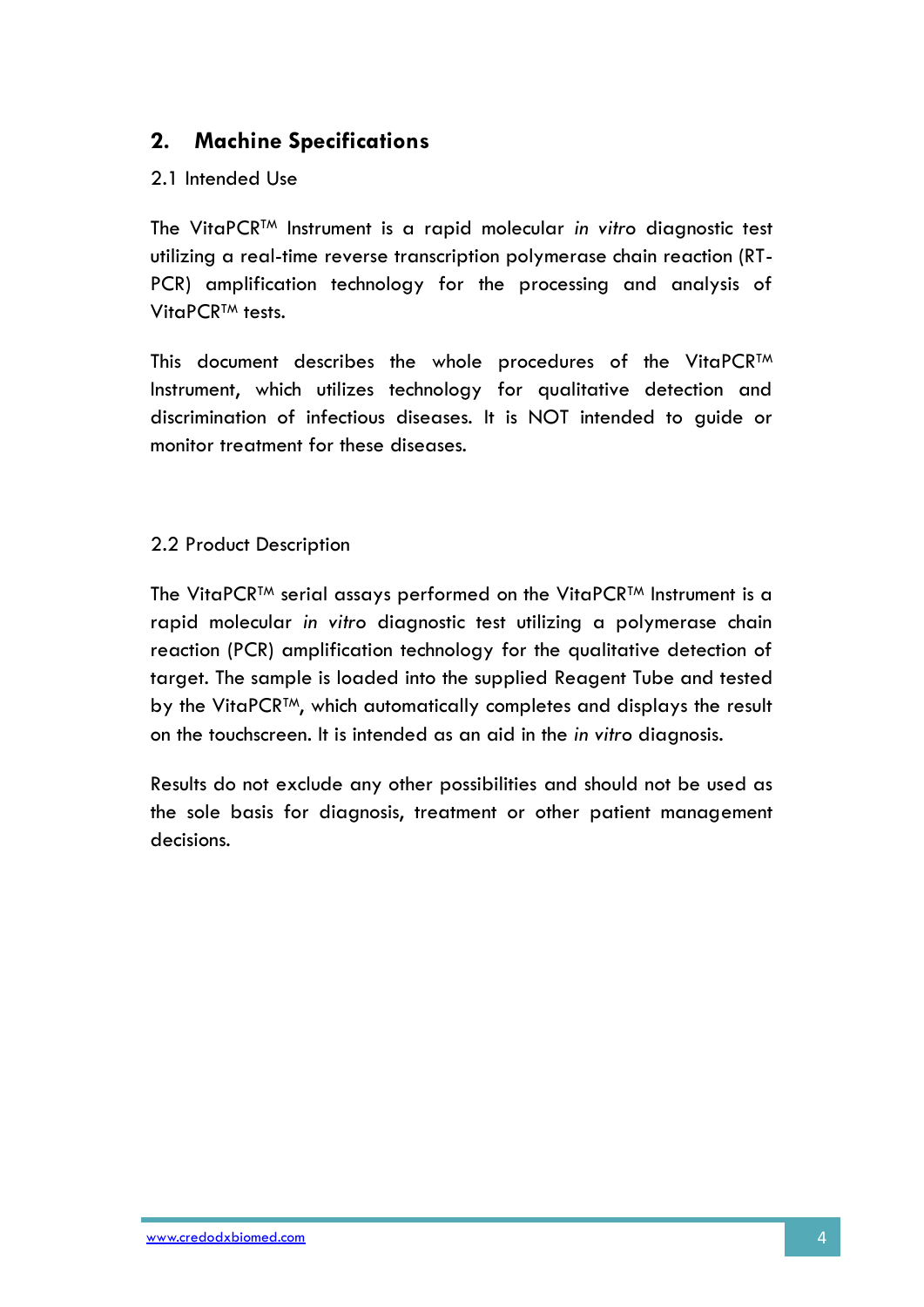## 2. Machine Specifications

### 2.1 Intended Use

The VitaPCR™ Instrument is a rapid molecular *in vitro* diagnostic test utilizing a real-time reverse transcription polymerase chain reaction (RT-PCR) amplification technology for the processing and analysis of VitaPCR™ tests.

This document describes the whole procedures of the VitaPCR™ Instrument, which utilizes technology for qualitative detection and discrimination of infectious diseases. It is NOT intended to guide or monitor treatment for these diseases.

### 2.2 Product Description

The VitaPCR™ serial assays performed on the VitaPCR™ Instrument is a rapid molecular *in vitro* diagnostic test utilizing a polymerase chain reaction (PCR) amplification technology for the qualitative detection of target. The sample is loaded into the supplied Reagent Tube and tested by the VitaPCR™, which automatically completes and displays the result on the touchscreen. It is intended as an aid in the *in vitro* diagnosis.

Results do not exclude any other possibilities and should not be used as the sole basis for diagnosis, treatment or other patient management decisions.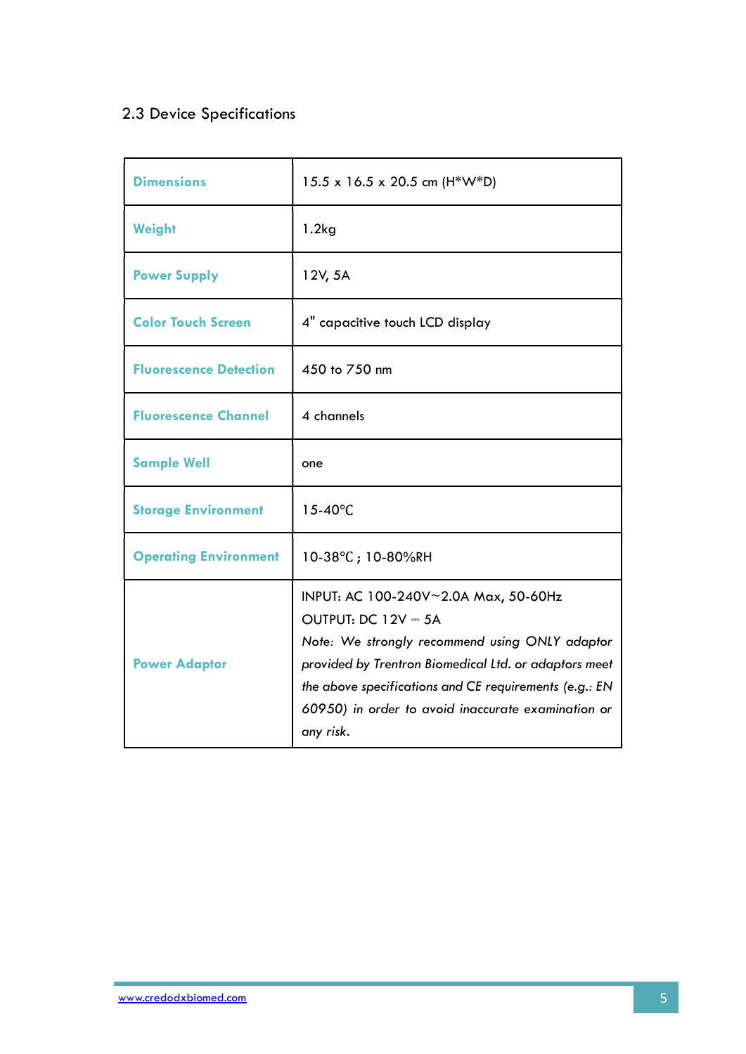## 2.3 Device Specifications

| | |
|---|---|
| **Dimensions** | 15.5 x 16.5 x 20.5 cm (H*W*D) |
| **Weight** | 1.2kg |
| **Power Supply** | 12V, 5A |
| **Color Touch Screen** | 4" capacitive touch LCD display |
| **Fluorescence Detection** | 450 to 750 nm |
| **Fluorescence Channel** | 4 channels |
| **Sample Well** | one |
| **Storage Environment** | 15-40℃ |
| **Operating Environment** | 10-38℃ ; 10-80%RH |
| **Power Adaptor** | INPUT: AC 100-240V~2.0A Max, 50-60Hz<br>OUTPUT: DC 12V ⎓ 5A<br>*Note: We strongly recommend using ONLY adaptor provided by Trentron Biomedical Ltd. or adaptors meet the above specifications and CE requirements (e.g.: EN 60950) in order to avoid inaccurate examination or any risk.* |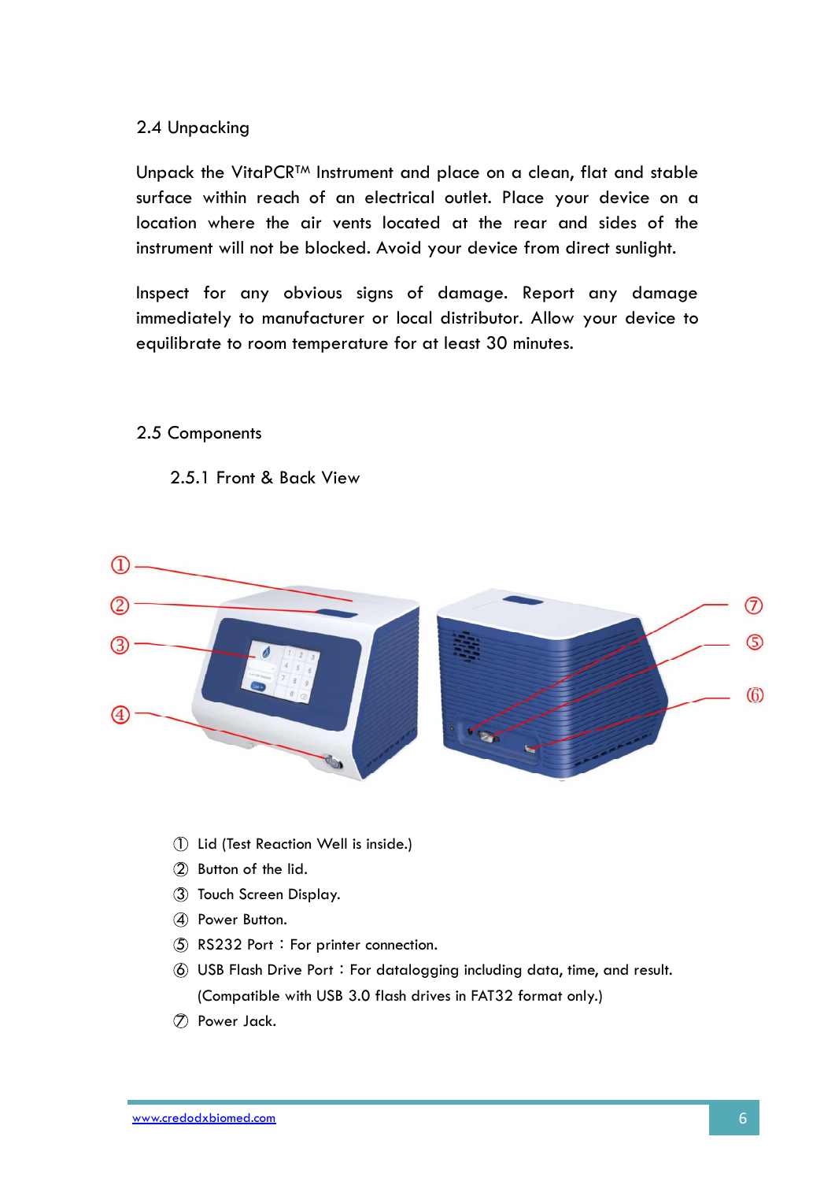## 2.4 Unpacking

Unpack the VitaPCR™ Instrument and place on a clean, flat and stable surface within reach of an electrical outlet. Place your device on a location where the air vents located at the rear and sides of the instrument will not be blocked. Avoid your device from direct sunlight.

Inspect for any obvious signs of damage. Report any damage immediately to manufacturer or local distributor. Allow your device to equilibrate to room temperature for at least 30 minutes.

## 2.5 Components

### 2.5.1 Front & Back View

① Lid (Test Reaction Well is inside.)

② Button of the lid.

③ Touch Screen Display.

④ Power Button.

⑤ RS232 Port：For printer connection.

⑥ USB Flash Drive Port：For datalogging including data, time, and result. (Compatible with USB 3.0 flash drives in FAT32 format only.)

⑦ Power Jack.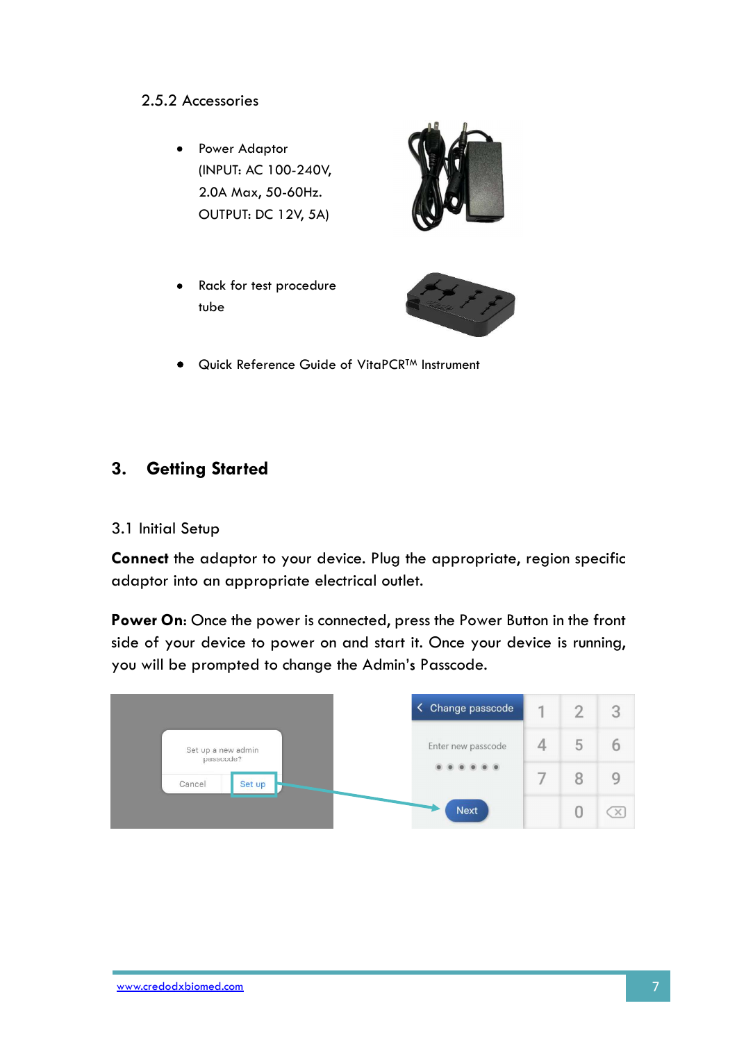### 2.5.2 Accessories

- Power Adaptor (INPUT: AC 100-240V, 2.0A Max, 50-60Hz. OUTPUT: DC 12V, 5A)
- Rack for test procedure tube
- Quick Reference Guide of VitaPCR™ Instrument

## 3. Getting Started

### 3.1 Initial Setup

**Connect** the adaptor to your device. Plug the appropriate, region specific adaptor into an appropriate electrical outlet.

**Power On**: Once the power is connected, press the Power Button in the front side of your device to power on and start it. Once your device is running, you will be prompted to change the Admin's Passcode.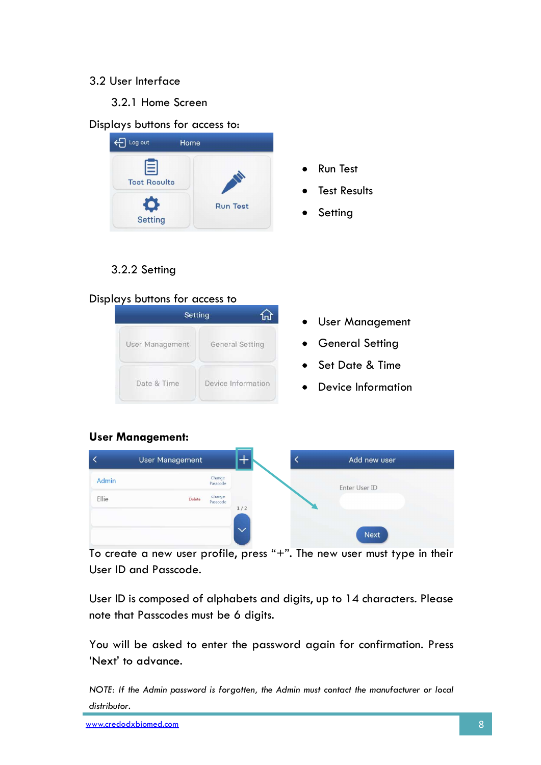## 3.2 User Interface

### 3.2.1 Home Screen

Displays buttons for access to:

- Run Test
- Test Results
- Setting

### 3.2.2 Setting

Displays buttons for access to

- User Management
- General Setting
- Set Date & Time
- Device Information

**User Management:**

To create a new user profile, press "+". The new user must type in their User ID and Passcode.

User ID is composed of alphabets and digits, up to 14 characters. Please note that Passcodes must be 6 digits.

You will be asked to enter the password again for confirmation. Press 'Next' to advance.

*NOTE: If the Admin password is forgotten, the Admin must contact the manufacturer or local distributor.*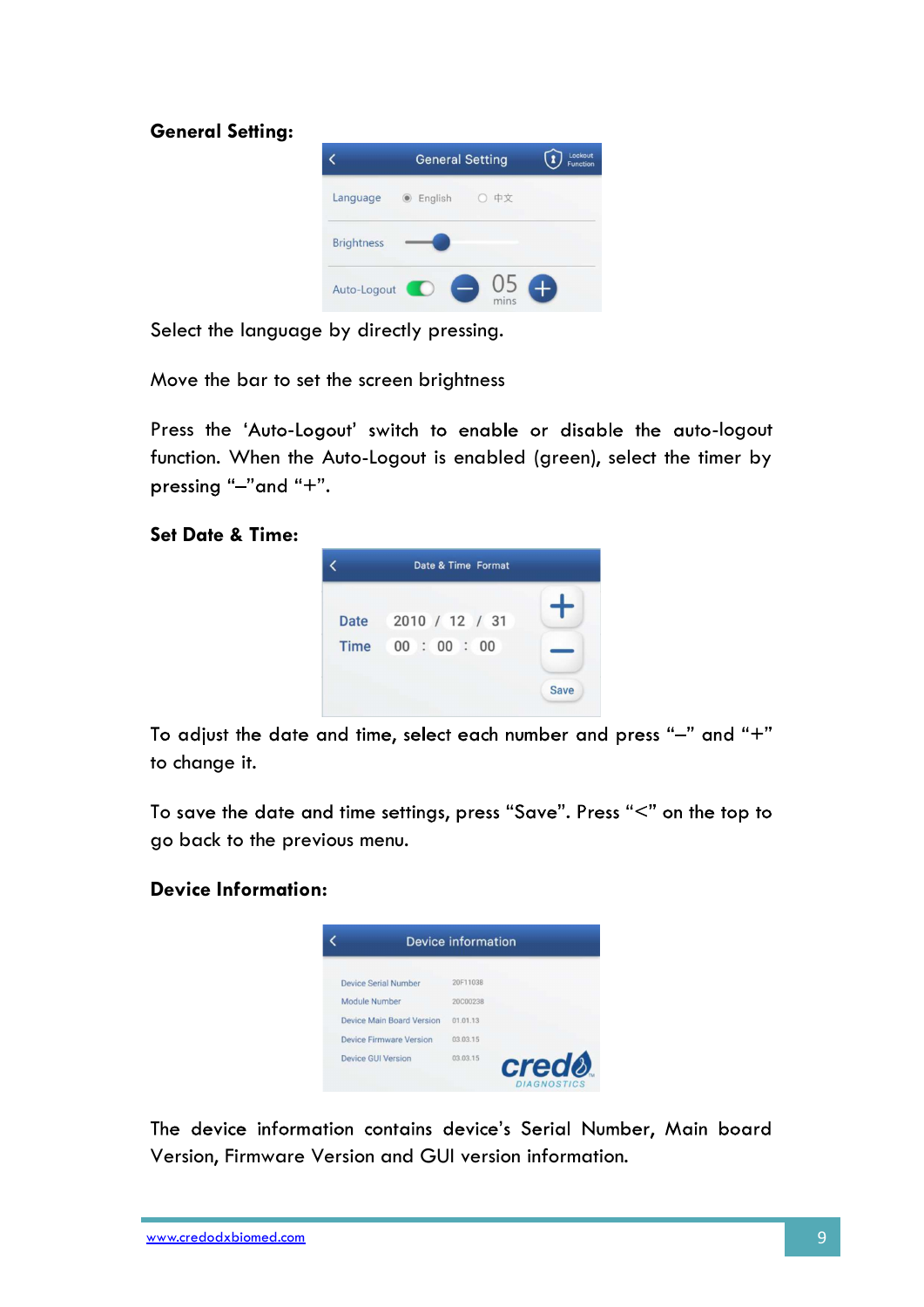**General Setting:**

Select the language by directly pressing.

Move the bar to set the screen brightness

Press the 'Auto-Logout' switch to enable or disable the auto-logout function. When the Auto-Logout is enabled (green), select the timer by pressing "–"and "+".

**Set Date & Time:**

To adjust the date and time, select each number and press "–" and "+" to change it.

To save the date and time settings, press "Save". Press "<" on the top to go back to the previous menu.

**Device Information:**

The device information contains device's Serial Number, Main board Version, Firmware Version and GUI version information.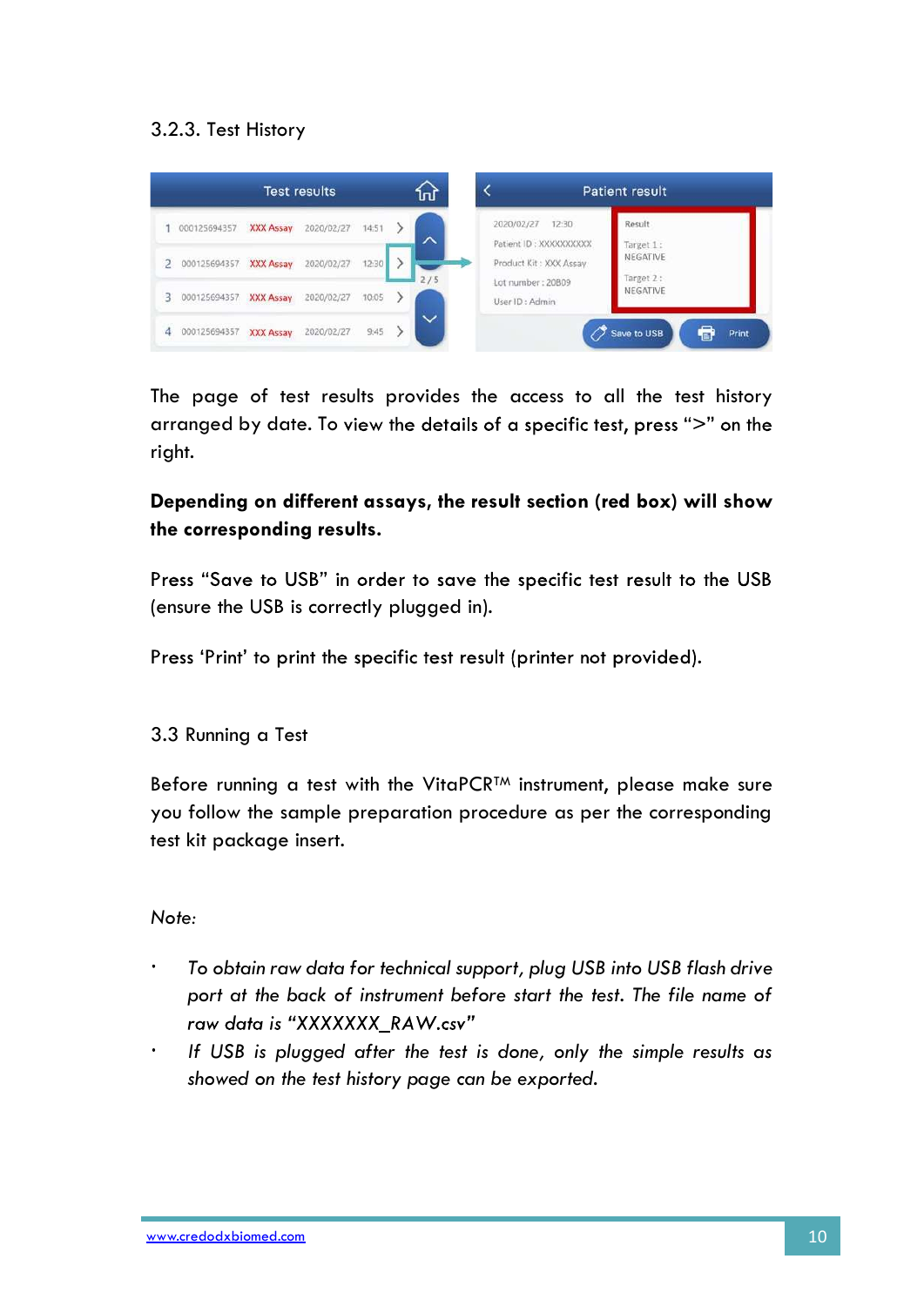### 3.2.3. Test History

The page of test results provides the access to all the test history arranged by date. To view the details of a specific test, press ">" on the right.

**Depending on different assays, the result section (red box) will show the corresponding results.**

Press "Save to USB" in order to save the specific test result to the USB (ensure the USB is correctly plugged in).

Press 'Print' to print the specific test result (printer not provided).

## 3.3 Running a Test

Before running a test with the VitaPCR™ instrument, please make sure you follow the sample preparation procedure as per the corresponding test kit package insert.

*Note:*

- *To obtain raw data for technical support, plug USB into USB flash drive port at the back of instrument before start the test. The file name of raw data is "XXXXXXX_RAW.csv"*
- *If USB is plugged after the test is done, only the simple results as showed on the test history page can be exported.*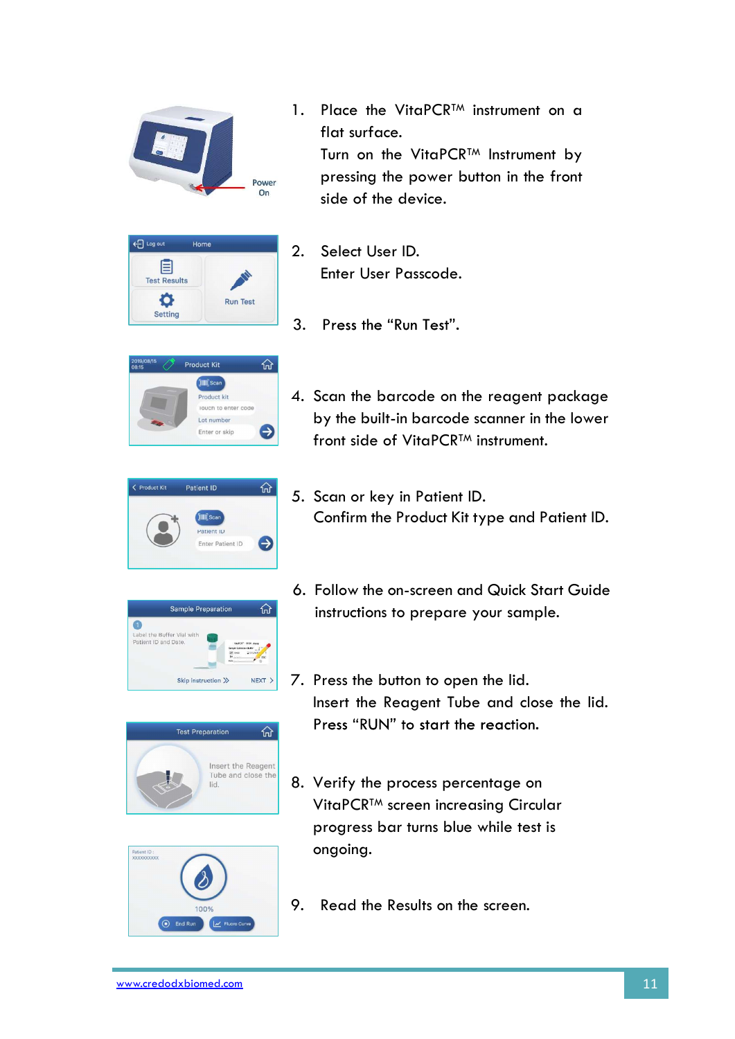1. Place the VitaPCR™ instrument on a flat surface.
   Turn on the VitaPCR™ Instrument by pressing the power button in the front side of the device.

2. Select User ID.
   Enter User Passcode.

3. Press the "Run Test".

4. Scan the barcode on the reagent package by the built-in barcode scanner in the lower front side of VitaPCR™ instrument.

5. Scan or key in Patient ID.
   Confirm the Product Kit type and Patient ID.

6. Follow the on-screen and Quick Start Guide instructions to prepare your sample.

7. Press the button to open the lid.
   Insert the Reagent Tube and close the lid.
   Press "RUN" to start the reaction.

8. Verify the process percentage on VitaPCR™ screen increasing Circular progress bar turns blue while test is ongoing.

9. Read the Results on the screen.

www.credodxbiomed.com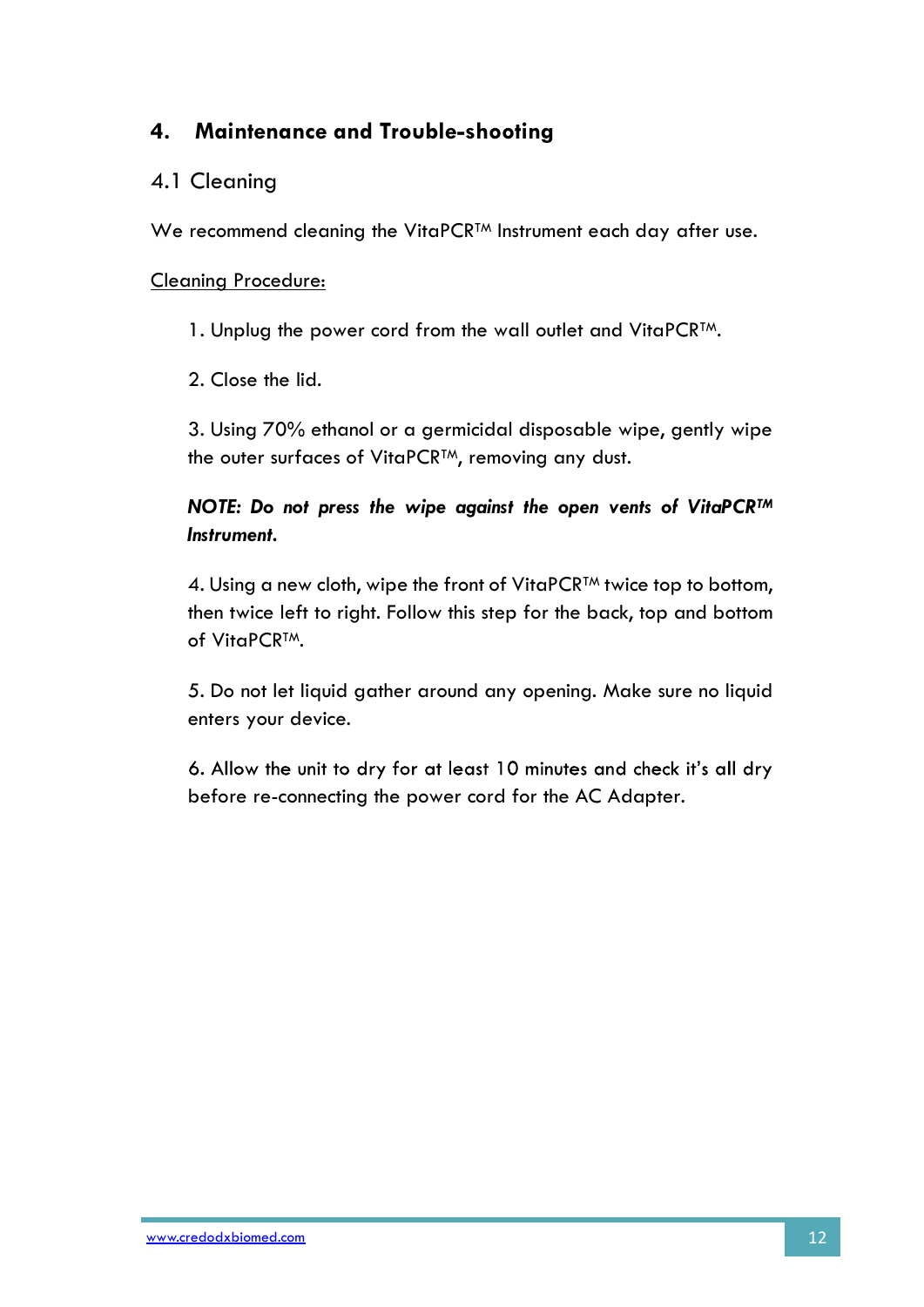# 4. Maintenance and Trouble-shooting

## 4.1 Cleaning

We recommend cleaning the VitaPCR™ Instrument each day after use.

<u>Cleaning Procedure:</u>

1. Unplug the power cord from the wall outlet and VitaPCR™.

2. Close the lid.

3. Using 70% ethanol or a germicidal disposable wipe, gently wipe the outer surfaces of VitaPCR™, removing any dust.

***NOTE: Do not press the wipe against the open vents of VitaPCR™ Instrument.***

4. Using a new cloth, wipe the front of VitaPCR™ twice top to bottom, then twice left to right. Follow this step for the back, top and bottom of VitaPCR™.

5. Do not let liquid gather around any opening. Make sure no liquid enters your device.

6. Allow the unit to dry for at least 10 minutes and check it's all dry before re-connecting the power cord for the AC Adapter.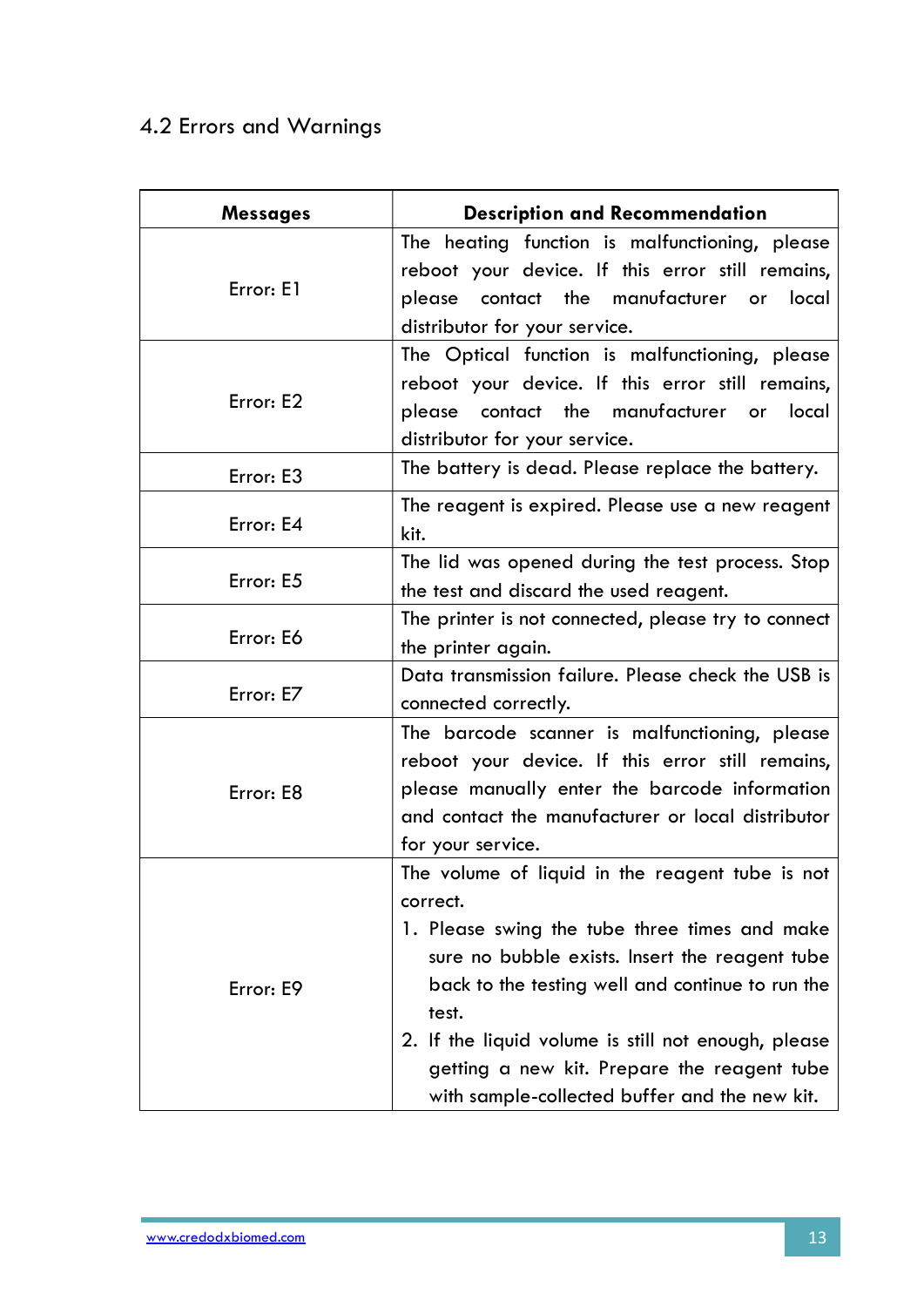## 4.2 Errors and Warnings

| Messages | Description and Recommendation |
|---|---|
| Error: E1 | The heating function is malfunctioning, please reboot your device. If this error still remains, please contact the manufacturer or local distributor for your service. |
| Error: E2 | The Optical function is malfunctioning, please reboot your device. If this error still remains, please contact the manufacturer or local distributor for your service. |
| Error: E3 | The battery is dead. Please replace the battery. |
| Error: E4 | The reagent is expired. Please use a new reagent kit. |
| Error: E5 | The lid was opened during the test process. Stop the test and discard the used reagent. |
| Error: E6 | The printer is not connected, please try to connect the printer again. |
| Error: E7 | Data transmission failure. Please check the USB is connected correctly. |
| Error: E8 | The barcode scanner is malfunctioning, please reboot your device. If this error still remains, please manually enter the barcode information and contact the manufacturer or local distributor for your service. |
| Error: E9 | The volume of liquid in the reagent tube is not correct.<br>1. Please swing the tube three times and make sure no bubble exists. Insert the reagent tube back to the testing well and continue to run the test.<br>2. If the liquid volume is still not enough, please getting a new kit. Prepare the reagent tube with sample-collected buffer and the new kit. |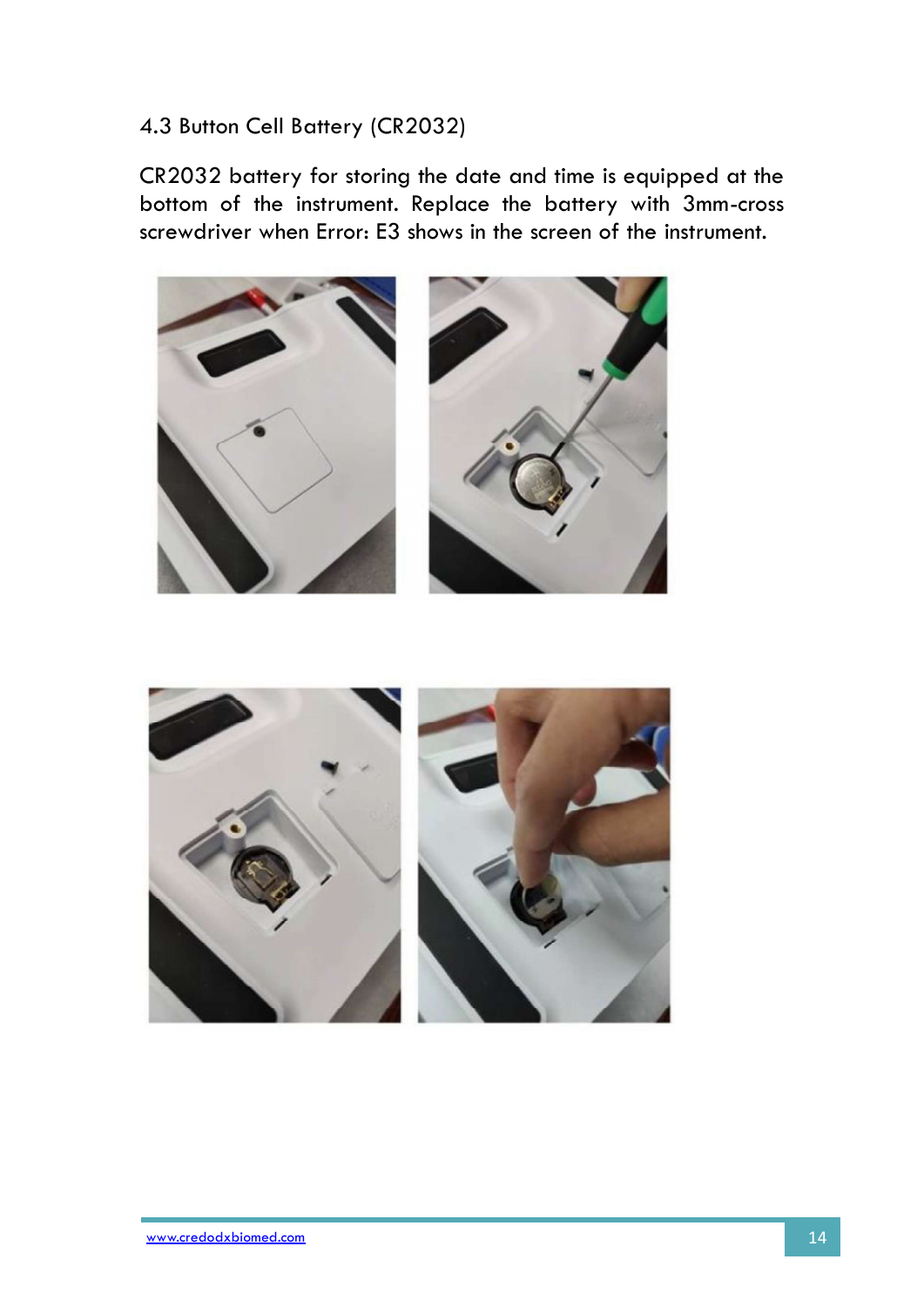### 4.3 Button Cell Battery (CR2032)

CR2032 battery for storing the date and time is equipped at the bottom of the instrument. Replace the battery with 3mm-cross screwdriver when Error: E3 shows in the screen of the instrument.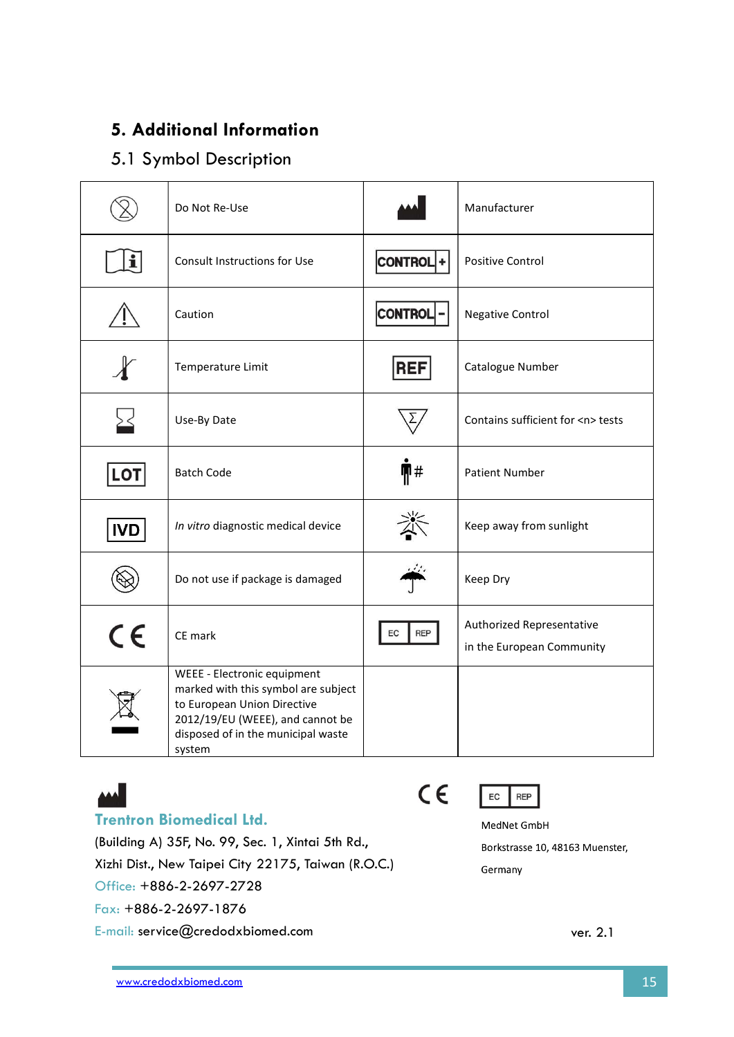## 5. Additional Information

### 5.1 Symbol Description

| | | | |
|---|---|---|---|
| | Do Not Re-Use | | Manufacturer |
| | Consult Instructions for Use | CONTROL + | Positive Control |
| | Caution | CONTROL − | Negative Control |
| | Temperature Limit | REF | Catalogue Number |
| | Use-By Date | | Contains sufficient for <n> tests |
| LOT | Batch Code | # | Patient Number |
| IVD | *In vitro* diagnostic medical device | | Keep away from sunlight |
| | Do not use if package is damaged | | Keep Dry |
| CE | CE mark | EC REP | Authorized Representative in the European Community |
| | WEEE - Electronic equipment marked with this symbol are subject to European Union Directive 2012/19/EU (WEEE), and cannot be disposed of in the municipal waste system | | |

**Trentron Biomedical Ltd.**
(Building A) 35F, No. 99, Sec. 1, Xintai 5th Rd.,
Xizhi Dist., New Taipei City 22175, Taiwan (R.O.C.)
Office: +886-2-2697-2728
Fax: +886-2-2697-1876
E-mail: service@credodxbiomed.com

CE

EC REP
MedNet GmbH
Borkstrasse 10, 48163 Muenster,
Germany

ver. 2.1

www.credodxbiomed.com